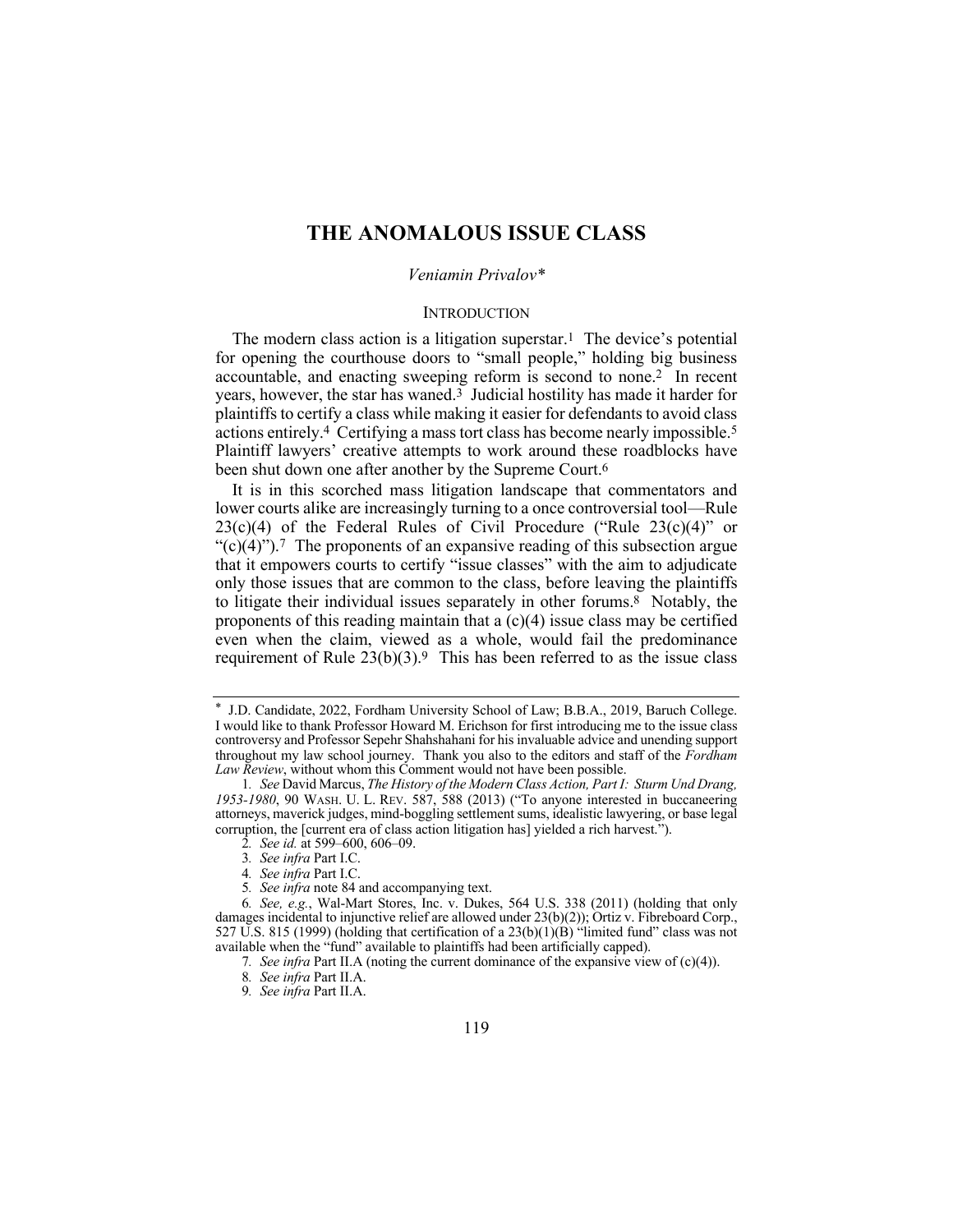# THE ANOMALOUS ISSUE CLASS

*Veniamin Privalov**

## INTRODUCTION

The modern class action is a litigation superstar.[1] The device's potential for opening the courthouse doors to "small people," holding big business accountable, and enacting sweeping reform is second to none.[2] In recent years, however, the star has waned.[3] Judicial hostility has made it harder for plaintiffs to certify a class while making it easier for defendants to avoid class actions entirely.[4] Certifying a mass tort class has become nearly impossible.[5] Plaintiff lawyers' creative attempts to work around these roadblocks have been shut down one after another by the Supreme Court.[6]

It is in this scorched mass litigation landscape that commentators and lower courts alike are increasingly turning to a once controversial tool—Rule 23(c)(4) of the Federal Rules of Civil Procedure ("Rule 23(c)(4)" or "(c)(4)").[7] The proponents of an expansive reading of this subsection argue that it empowers courts to certify "issue classes" with the aim to adjudicate only those issues that are common to the class, before leaving the plaintiffs to litigate their individual issues separately in other forums.[8] Notably, the proponents of this reading maintain that a (c)(4) issue class may be certified even when the claim, viewed as a whole, would fail the predominance requirement of Rule 23(b)(3).[9] This has been referred to as the issue class

---

\* J.D. Candidate, 2022, Fordham University School of Law; B.B.A., 2019, Baruch College. I would like to thank Professor Howard M. Erichson for first introducing me to the issue class controversy and Professor Sepehr Shahshahani for his invaluable advice and unending support throughout my law school journey. Thank you also to the editors and staff of the *Fordham Law Review*, without whom this Comment would not have been possible.

1. *See* David Marcus, *The History of the Modern Class Action, Part I: Sturm Und Drang, 1953-1980*, 90 WASH. U. L. REV. 587, 588 (2013) ("To anyone interested in buccaneering attorneys, maverick judges, mind-boggling settlement sums, idealistic lawyering, or base legal corruption, the [current era of class action litigation has] yielded a rich harvest.").

2. *See id.* at 599–600, 606–09.

3. *See infra* Part I.C.

4. *See infra* Part I.C.

5. *See infra* note 84 and accompanying text.

6. *See, e.g.*, Wal-Mart Stores, Inc. v. Dukes, 564 U.S. 338 (2011) (holding that only damages incidental to injunctive relief are allowed under 23(b)(2)); Ortiz v. Fibreboard Corp., 527 U.S. 815 (1999) (holding that certification of a 23(b)(1)(B) "limited fund" class was not available when the "fund" available to plaintiffs had been artificially capped).

7. *See infra* Part II.A (noting the current dominance of the expansive view of (c)(4)).

8. *See infra* Part II.A.

9. *See infra* Part II.A.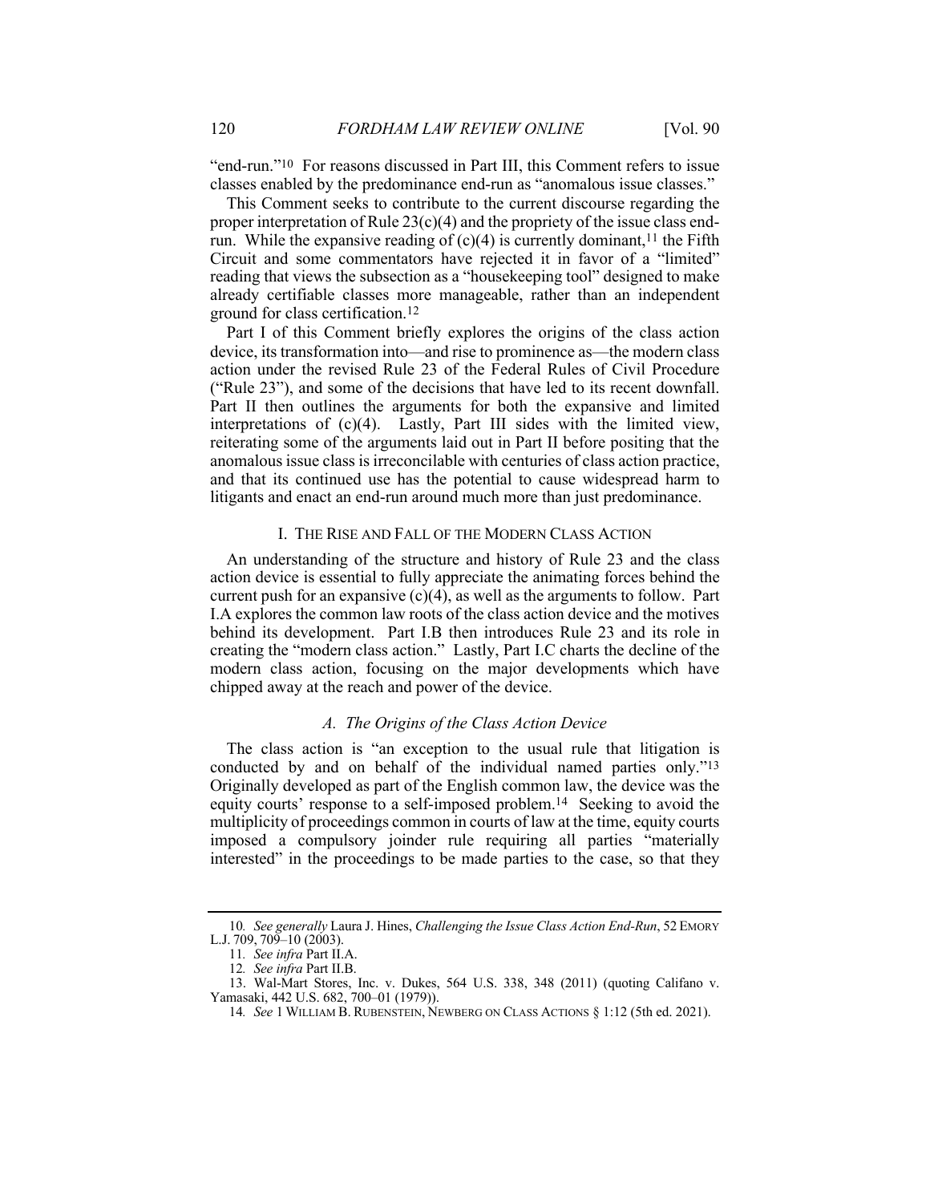"end-run."[10] For reasons discussed in Part III, this Comment refers to issue classes enabled by the predominance end-run as "anomalous issue classes."

This Comment seeks to contribute to the current discourse regarding the proper interpretation of Rule 23(c)(4) and the propriety of the issue class end-run. While the expansive reading of (c)(4) is currently dominant,[11] the Fifth Circuit and some commentators have rejected it in favor of a "limited" reading that views the subsection as a "housekeeping tool" designed to make already certifiable classes more manageable, rather than an independent ground for class certification.[12]

Part I of this Comment briefly explores the origins of the class action device, its transformation into—and rise to prominence as—the modern class action under the revised Rule 23 of the Federal Rules of Civil Procedure ("Rule 23"), and some of the decisions that have led to its recent downfall. Part II then outlines the arguments for both the expansive and limited interpretations of (c)(4). Lastly, Part III sides with the limited view, reiterating some of the arguments laid out in Part II before positing that the anomalous issue class is irreconcilable with centuries of class action practice, and that its continued use has the potential to cause widespread harm to litigants and enact an end-run around much more than just predominance.

## I. THE RISE AND FALL OF THE MODERN CLASS ACTION

An understanding of the structure and history of Rule 23 and the class action device is essential to fully appreciate the animating forces behind the current push for an expansive (c)(4), as well as the arguments to follow. Part I.A explores the common law roots of the class action device and the motives behind its development. Part I.B then introduces Rule 23 and its role in creating the "modern class action." Lastly, Part I.C charts the decline of the modern class action, focusing on the major developments which have chipped away at the reach and power of the device.

### *A. The Origins of the Class Action Device*

The class action is "an exception to the usual rule that litigation is conducted by and on behalf of the individual named parties only."[13] Originally developed as part of the English common law, the device was the equity courts' response to a self-imposed problem.[14] Seeking to avoid the multiplicity of proceedings common in courts of law at the time, equity courts imposed a compulsory joinder rule requiring all parties "materially interested" in the proceedings to be made parties to the case, so that they

---

10. *See generally* Laura J. Hines, *Challenging the Issue Class Action End-Run*, 52 EMORY L.J. 709, 709–10 (2003).

11. *See infra* Part II.A.

12. *See infra* Part II.B.

13. Wal-Mart Stores, Inc. v. Dukes, 564 U.S. 338, 348 (2011) (quoting Califano v. Yamasaki, 442 U.S. 682, 700–01 (1979)).

14. *See* 1 WILLIAM B. RUBENSTEIN, NEWBERG ON CLASS ACTIONS § 1:12 (5th ed. 2021).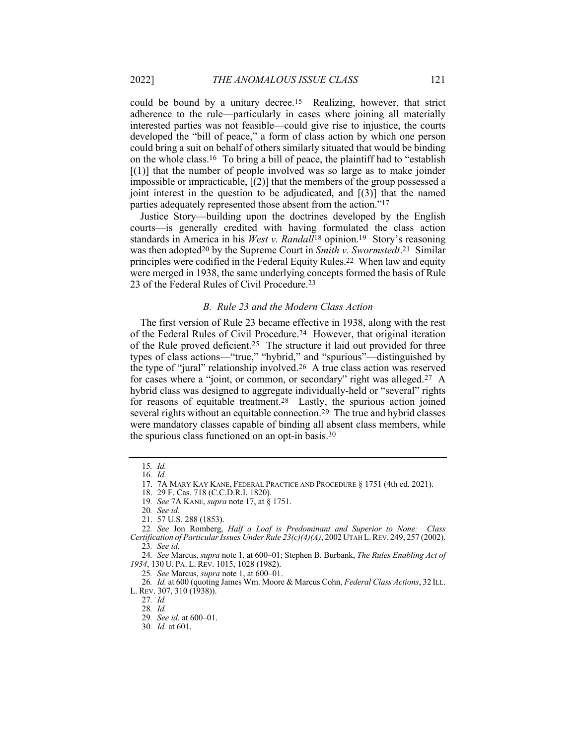could be bound by a unitary decree.[15] Realizing, however, that strict adherence to the rule—particularly in cases where joining all materially interested parties was not feasible—could give rise to injustice, the courts developed the "bill of peace," a form of class action by which one person could bring a suit on behalf of others similarly situated that would be binding on the whole class.[16] To bring a bill of peace, the plaintiff had to "establish [(1)] that the number of people involved was so large as to make joinder impossible or impracticable, [(2)] that the members of the group possessed a joint interest in the question to be adjudicated, and [(3)] that the named parties adequately represented those absent from the action."[17]

Justice Story—building upon the doctrines developed by the English courts—is generally credited with having formulated the class action standards in America in his *West v. Randall*[18] opinion.[19] Story's reasoning was then adopted[20] by the Supreme Court in *Smith v. Swormstedt*.[21] Similar principles were codified in the Federal Equity Rules.[22] When law and equity were merged in 1938, the same underlying concepts formed the basis of Rule 23 of the Federal Rules of Civil Procedure.[23]

### *B. Rule 23 and the Modern Class Action*

The first version of Rule 23 became effective in 1938, along with the rest of the Federal Rules of Civil Procedure.[24] However, that original iteration of the Rule proved deficient.[25] The structure it laid out provided for three types of class actions—"true," "hybrid," and "spurious"—distinguished by the type of "jural" relationship involved.[26] A true class action was reserved for cases where a "joint, or common, or secondary" right was alleged.[27] A hybrid class was designed to aggregate individually-held or "several" rights for reasons of equitable treatment.[28] Lastly, the spurious action joined several rights without an equitable connection.[29] The true and hybrid classes were mandatory classes capable of binding all absent class members, while the spurious class functioned on an opt-in basis.[30]

---

15. *Id.*
16. *Id.*
17. 7A MARY KAY KANE, FEDERAL PRACTICE AND PROCEDURE § 1751 (4th ed. 2021).
18. 29 F. Cas. 718 (C.C.D.R.I. 1820).
19. *See* 7A KANE, *supra* note 17, at § 1751.
20. *See id.*
21. 57 U.S. 288 (1853).
22. *See* Jon Romberg, *Half a Loaf is Predominant and Superior to None: Class Certification of Particular Issues Under Rule 23(c)(4)(A)*, 2002 UTAH L. REV. 249, 257 (2002).
23. *See id.*
24. *See* Marcus, *supra* note 1, at 600–01; Stephen B. Burbank, *The Rules Enabling Act of 1934*, 130 U. PA. L. REV. 1015, 1028 (1982).
25. *See* Marcus, *supra* note 1, at 600–01.
26. *Id.* at 600 (quoting James Wm. Moore & Marcus Cohn, *Federal Class Actions*, 32 ILL. L. REV. 307, 310 (1938)).
27. *Id.*
28. *Id.*
29. *See id.* at 600–01.
30. *Id.* at 601.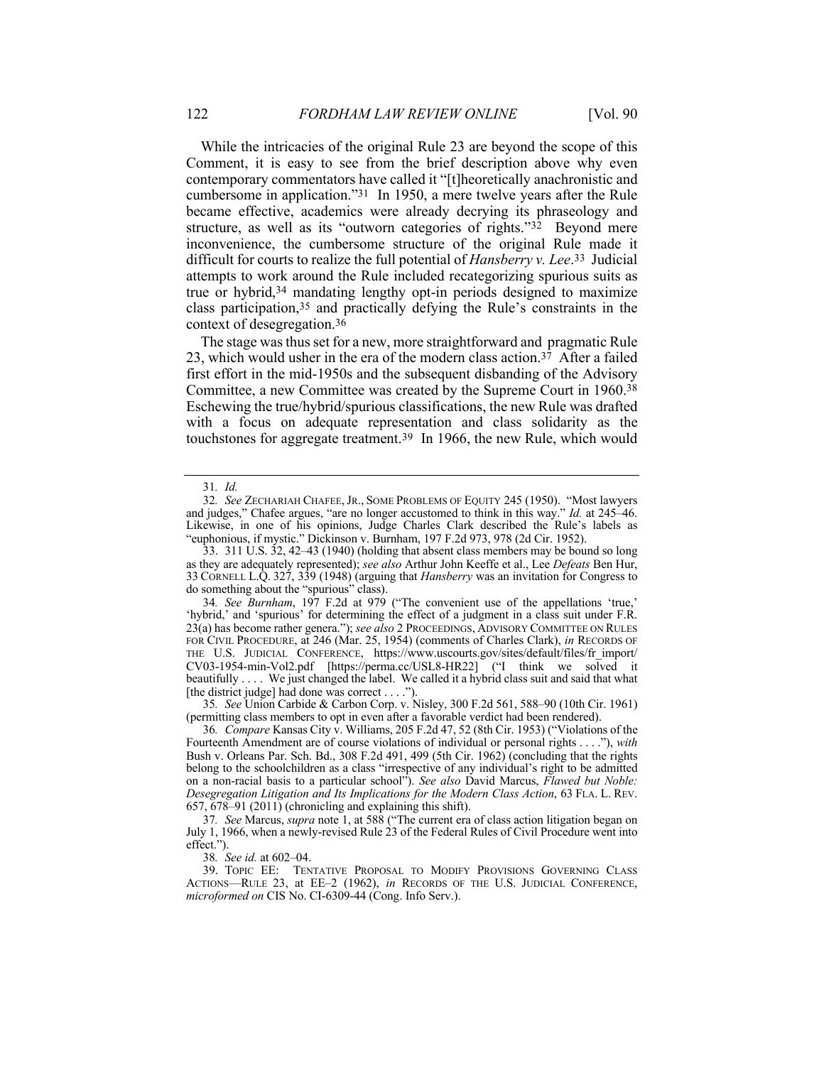While the intricacies of the original Rule 23 are beyond the scope of this Comment, it is easy to see from the brief description above why even contemporary commentators have called it "[t]heoretically anachronistic and cumbersome in application."[31] In 1950, a mere twelve years after the Rule became effective, academics were already decrying its phraseology and structure, as well as its "outworn categories of rights."[32] Beyond mere inconvenience, the cumbersome structure of the original Rule made it difficult for courts to realize the full potential of *Hansberry v. Lee*.[33] Judicial attempts to work around the Rule included recategorizing spurious suits as true or hybrid,[34] mandating lengthy opt-in periods designed to maximize class participation,[35] and practically defying the Rule's constraints in the context of desegregation.[36]

The stage was thus set for a new, more straightforward and pragmatic Rule 23, which would usher in the era of the modern class action.[37] After a failed first effort in the mid-1950s and the subsequent disbanding of the Advisory Committee, a new Committee was created by the Supreme Court in 1960.[38] Eschewing the true/hybrid/spurious classifications, the new Rule was drafted with a focus on adequate representation and class solidarity as the touchstones for aggregate treatment.[39] In 1966, the new Rule, which would

---

31. *Id.*

32. *See* ZECHARIAH CHAFEE, JR., SOME PROBLEMS OF EQUITY 245 (1950). "Most lawyers and judges," Chafee argues, "are no longer accustomed to think in this way." *Id.* at 245–46. Likewise, in one of his opinions, Judge Charles Clark described the Rule's labels as "euphonious, if mystic." Dickinson v. Burnham, 197 F.2d 973, 978 (2d Cir. 1952).

33. 311 U.S. 32, 42–43 (1940) (holding that absent class members may be bound so long as they are adequately represented); *see also* Arthur John Keeffe et al., Lee *Defeats* Ben Hur, 33 CORNELL L.Q. 327, 339 (1948) (arguing that *Hansberry* was an invitation for Congress to do something about the "spurious" class).

34. *See Burnham*, 197 F.2d at 979 ("The convenient use of the appellations 'true,' 'hybrid,' and 'spurious' for determining the effect of a judgment in a class suit under F.R. 23(a) has become rather genera."); *see also* 2 PROCEEDINGS, ADVISORY COMMITTEE ON RULES FOR CIVIL PROCEDURE, at 246 (Mar. 25, 1954) (comments of Charles Clark), *in* RECORDS OF THE U.S. JUDICIAL CONFERENCE, https://www.uscourts.gov/sites/default/files/fr_import/CV03-1954-min-Vol2.pdf [https://perma.cc/USL8-HR22] ("I think we solved it beautifully . . . . We just changed the label. We called it a hybrid class suit and said that what [the district judge] had done was correct . . . .").

35. *See* Union Carbide & Carbon Corp. v. Nisley, 300 F.2d 561, 588–90 (10th Cir. 1961) (permitting class members to opt in even after a favorable verdict had been rendered).

36. *Compare* Kansas City v. Williams, 205 F.2d 47, 52 (8th Cir. 1953) ("Violations of the Fourteenth Amendment are of course violations of individual or personal rights . . . ."), *with* Bush v. Orleans Par. Sch. Bd., 308 F.2d 491, 499 (5th Cir. 1962) (concluding that the rights belong to the schoolchildren as a class "irrespective of any individual's right to be admitted on a non-racial basis to a particular school"). *See also* David Marcus, *Flawed but Noble: Desegregation Litigation and Its Implications for the Modern Class Action*, 63 FLA. L. REV. 657, 678–91 (2011) (chronicling and explaining this shift).

37. *See* Marcus, *supra* note 1, at 588 ("The current era of class action litigation began on July 1, 1966, when a newly-revised Rule 23 of the Federal Rules of Civil Procedure went into effect.").

38. *See id.* at 602–04.

39. TOPIC EE: TENTATIVE PROPOSAL TO MODIFY PROVISIONS GOVERNING CLASS ACTIONS—RULE 23, at EE–2 (1962), *in* RECORDS OF THE U.S. JUDICIAL CONFERENCE, *microformed on* CIS No. CI-6309-44 (Cong. Info Serv.).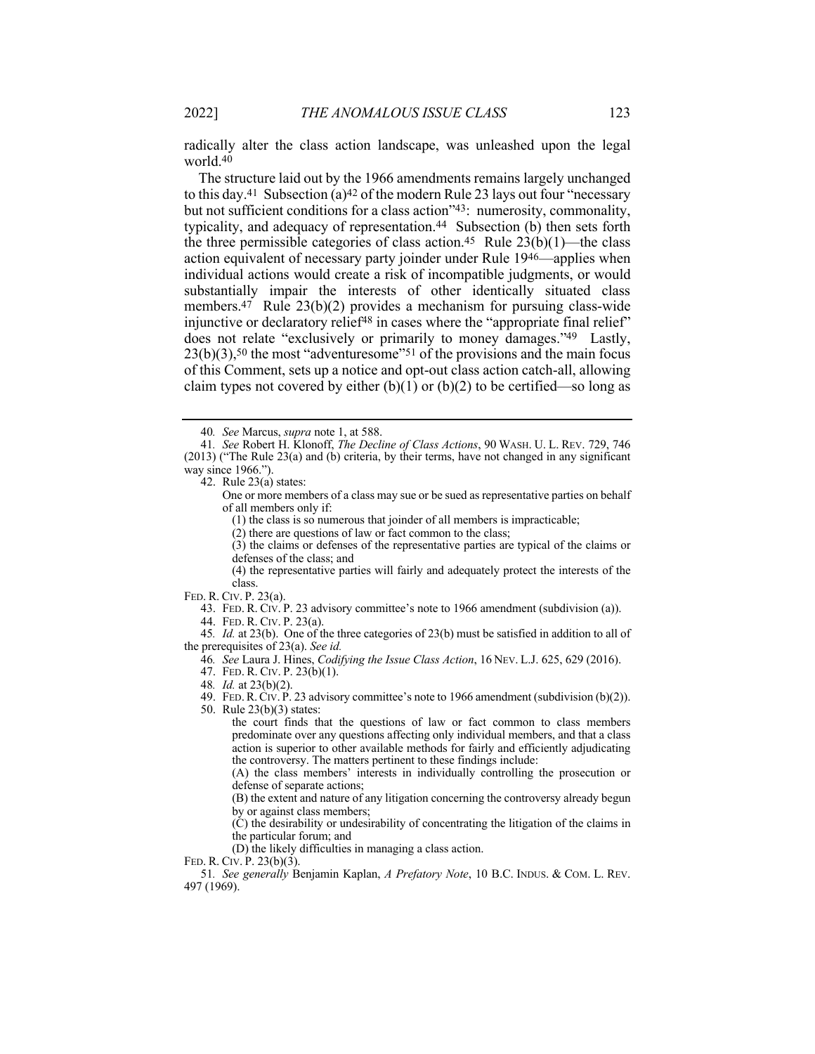radically alter the class action landscape, was unleashed upon the legal world.[40]

The structure laid out by the 1966 amendments remains largely unchanged to this day.[41] Subsection (a)[42] of the modern Rule 23 lays out four "necessary but not sufficient conditions for a class action"[43]: numerosity, commonality, typicality, and adequacy of representation.[44] Subsection (b) then sets forth the three permissible categories of class action.[45] Rule 23(b)(1)—the class action equivalent of necessary party joinder under Rule 19[46]—applies when individual actions would create a risk of incompatible judgments, or would substantially impair the interests of other identically situated class members.[47] Rule 23(b)(2) provides a mechanism for pursuing class-wide injunctive or declaratory relief[48] in cases where the "appropriate final relief" does not relate "exclusively or primarily to money damages."[49] Lastly, 23(b)(3),[50] the most "adventuresome"[51] of the provisions and the main focus of this Comment, sets up a notice and opt-out class action catch-all, allowing claim types not covered by either (b)(1) or (b)(2) to be certified—so long as

---

40. *See* Marcus, *supra* note 1, at 588.

41. *See* Robert H. Klonoff, *The Decline of Class Actions*, 90 WASH. U. L. REV. 729, 746 (2013) ("The Rule 23(a) and (b) criteria, by their terms, have not changed in any significant way since 1966.").

42. Rule 23(a) states:

> One or more members of a class may sue or be sued as representative parties on behalf of all members only if:
>
> (1) the class is so numerous that joinder of all members is impracticable;
>
> (2) there are questions of law or fact common to the class;
>
> (3) the claims or defenses of the representative parties are typical of the claims or defenses of the class; and
>
> (4) the representative parties will fairly and adequately protect the interests of the class.

FED. R. CIV. P. 23(a).

43. FED. R. CIV. P. 23 advisory committee's note to 1966 amendment (subdivision (a)).

44. FED. R. CIV. P. 23(a).

45. *Id.* at 23(b). One of the three categories of 23(b) must be satisfied in addition to all of the prerequisites of 23(a). *See id.*

46. *See* Laura J. Hines, *Codifying the Issue Class Action*, 16 NEV. L.J. 625, 629 (2016).

47. FED. R. CIV. P. 23(b)(1).

48. *Id.* at 23(b)(2).

49. FED. R. CIV. P. 23 advisory committee's note to 1966 amendment (subdivision (b)(2)).

50. Rule 23(b)(3) states:

> the court finds that the questions of law or fact common to class members predominate over any questions affecting only individual members, and that a class action is superior to other available methods for fairly and efficiently adjudicating the controversy. The matters pertinent to these findings include:
>
> (A) the class members' interests in individually controlling the prosecution or defense of separate actions;
>
> (B) the extent and nature of any litigation concerning the controversy already begun by or against class members;
>
> (C) the desirability or undesirability of concentrating the litigation of the claims in the particular forum; and
>
> (D) the likely difficulties in managing a class action.

FED. R. CIV. P. 23(b)(3).

51. *See generally* Benjamin Kaplan, *A Prefatory Note*, 10 B.C. INDUS. & COM. L. REV. 497 (1969).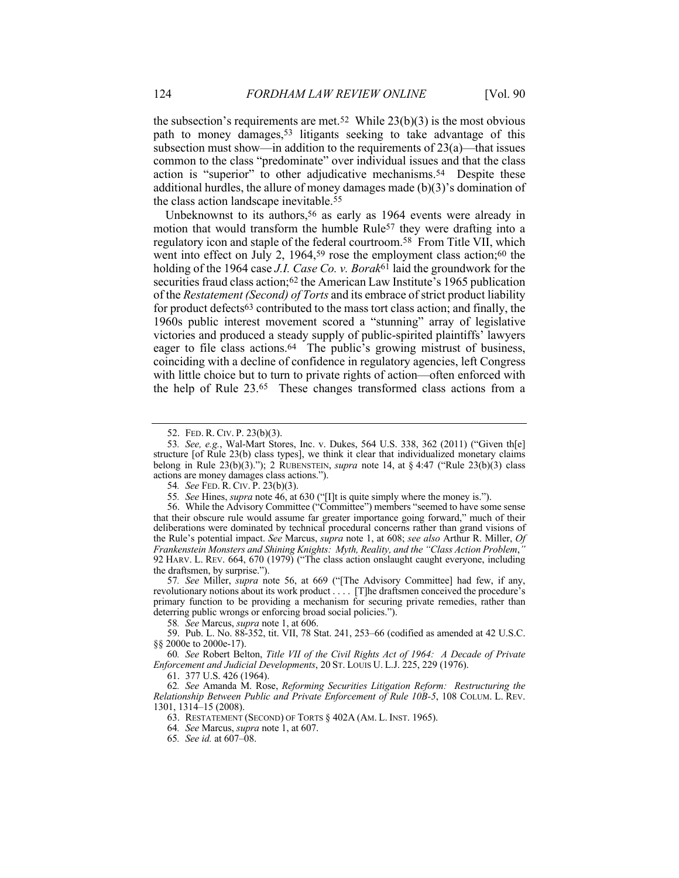the subsection's requirements are met.[52] While 23(b)(3) is the most obvious path to money damages,[53] litigants seeking to take advantage of this subsection must show—in addition to the requirements of 23(a)—that issues common to the class "predominate" over individual issues and that the class action is "superior" to other adjudicative mechanisms.[54] Despite these additional hurdles, the allure of money damages made (b)(3)'s domination of the class action landscape inevitable.[55]

Unbeknownst to its authors,[56] as early as 1964 events were already in motion that would transform the humble Rule[57] they were drafting into a regulatory icon and staple of the federal courtroom.[58] From Title VII, which went into effect on July 2, 1964,[59] rose the employment class action;[60] the holding of the 1964 case *J.I. Case Co. v. Borak*[61] laid the groundwork for the securities fraud class action;[62] the American Law Institute's 1965 publication of the *Restatement (Second) of Torts* and its embrace of strict product liability for product defects[63] contributed to the mass tort class action; and finally, the 1960s public interest movement scored a "stunning" array of legislative victories and produced a steady supply of public-spirited plaintiffs' lawyers eager to file class actions.[64] The public's growing mistrust of business, coinciding with a decline of confidence in regulatory agencies, left Congress with little choice but to turn to private rights of action—often enforced with the help of Rule 23.[65] These changes transformed class actions from a

---

52. FED. R. CIV. P. 23(b)(3).

53. *See, e.g.*, Wal-Mart Stores, Inc. v. Dukes, 564 U.S. 338, 362 (2011) ("Given th[e] structure [of Rule 23(b) class types], we think it clear that individualized monetary claims belong in Rule 23(b)(3)."); 2 RUBENSTEIN, *supra* note 14, at § 4:47 ("Rule 23(b)(3) class actions are money damages class actions.").

54. *See* FED. R. CIV. P. 23(b)(3).

55. *See* Hines, *supra* note 46, at 630 ("[I]t is quite simply where the money is.").

56. While the Advisory Committee ("Committee") members "seemed to have some sense that their obscure rule would assume far greater importance going forward," much of their deliberations were dominated by technical procedural concerns rather than grand visions of the Rule's potential impact. *See* Marcus, *supra* note 1, at 608; *see also* Arthur R. Miller, *Of Frankenstein Monsters and Shining Knights: Myth, Reality, and the "Class Action Problem*,*"* 92 HARV. L. REV. 664, 670 (1979) ("The class action onslaught caught everyone, including the draftsmen, by surprise.").

57. *See* Miller, *supra* note 56, at 669 ("[The Advisory Committee] had few, if any, revolutionary notions about its work product . . . . [T]he draftsmen conceived the procedure's primary function to be providing a mechanism for securing private remedies, rather than deterring public wrongs or enforcing broad social policies.").

58. *See* Marcus, *supra* note 1, at 606.

59. Pub. L. No. 88-352, tit. VII, 78 Stat. 241, 253–66 (codified as amended at 42 U.S.C. §§ 2000e to 2000e-17).

60. *See* Robert Belton, *Title VII of the Civil Rights Act of 1964: A Decade of Private Enforcement and Judicial Developments*, 20 ST. LOUIS U. L.J. 225, 229 (1976).

61. 377 U.S. 426 (1964).

62. *See* Amanda M. Rose, *Reforming Securities Litigation Reform: Restructuring the Relationship Between Public and Private Enforcement of Rule 10B-5*, 108 COLUM. L. REV. 1301, 1314–15 (2008).

63. RESTATEMENT (SECOND) OF TORTS § 402A (AM. L. INST. 1965).

64. *See* Marcus, *supra* note 1, at 607.

65. *See id.* at 607–08.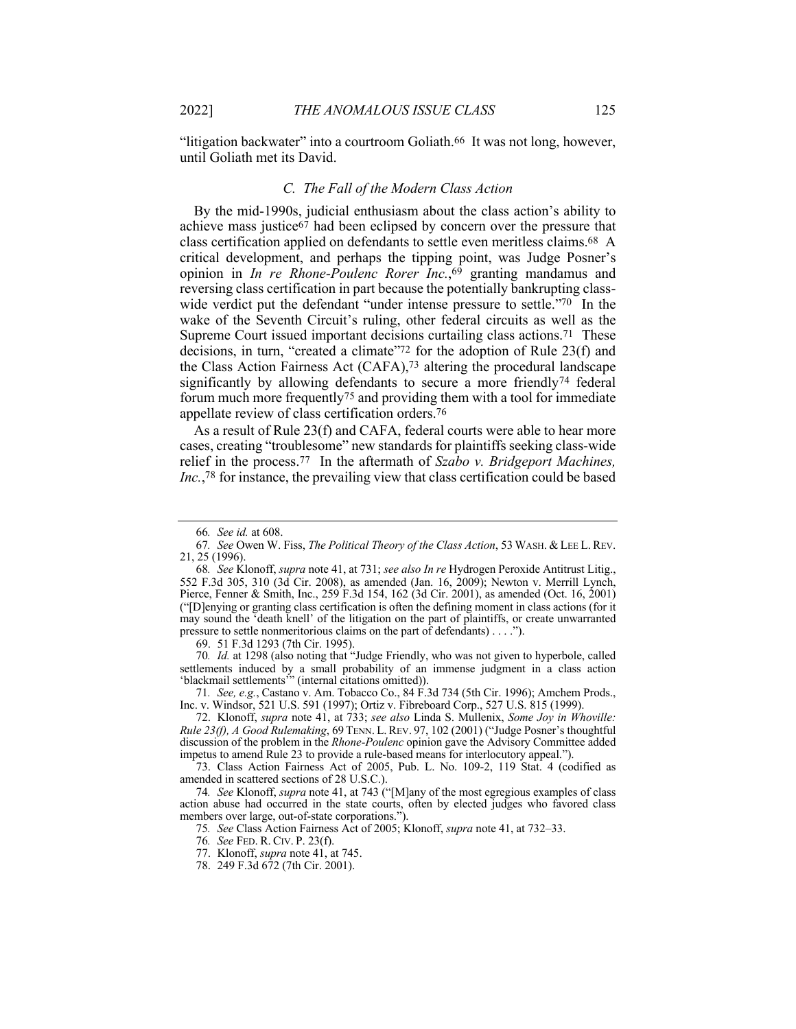"litigation backwater" into a courtroom Goliath.[66] It was not long, however, until Goliath met its David.

### *C. The Fall of the Modern Class Action*

By the mid-1990s, judicial enthusiasm about the class action's ability to achieve mass justice[67] had been eclipsed by concern over the pressure that class certification applied on defendants to settle even meritless claims.[68] A critical development, and perhaps the tipping point, was Judge Posner's opinion in *In re Rhone-Poulenc Rorer Inc.*,[69] granting mandamus and reversing class certification in part because the potentially bankrupting class-wide verdict put the defendant "under intense pressure to settle."[70] In the wake of the Seventh Circuit's ruling, other federal circuits as well as the Supreme Court issued important decisions curtailing class actions.[71] These decisions, in turn, "created a climate"[72] for the adoption of Rule 23(f) and the Class Action Fairness Act (CAFA),[73] altering the procedural landscape significantly by allowing defendants to secure a more friendly[74] federal forum much more frequently[75] and providing them with a tool for immediate appellate review of class certification orders.[76]

As a result of Rule 23(f) and CAFA, federal courts were able to hear more cases, creating "troublesome" new standards for plaintiffs seeking class-wide relief in the process.[77] In the aftermath of *Szabo v. Bridgeport Machines, Inc.*,[78] for instance, the prevailing view that class certification could be based

---

66. *See id.* at 608.

67. *See* Owen W. Fiss, *The Political Theory of the Class Action*, 53 WASH. & LEE L. REV. 21, 25 (1996).

68. *See* Klonoff, *supra* note 41, at 731; *see also In re* Hydrogen Peroxide Antitrust Litig., 552 F.3d 305, 310 (3d Cir. 2008), as amended (Jan. 16, 2009); Newton v. Merrill Lynch, Pierce, Fenner & Smith, Inc., 259 F.3d 154, 162 (3d Cir. 2001), as amended (Oct. 16, 2001) ("[D]enying or granting class certification is often the defining moment in class actions (for it may sound the 'death knell' of the litigation on the part of plaintiffs, or create unwarranted pressure to settle nonmeritorious claims on the part of defendants) . . . .").

69. 51 F.3d 1293 (7th Cir. 1995).

70. *Id.* at 1298 (also noting that "Judge Friendly, who was not given to hyperbole, called settlements induced by a small probability of an immense judgment in a class action 'blackmail settlements'" (internal citations omitted)).

71. *See, e.g.*, Castano v. Am. Tobacco Co., 84 F.3d 734 (5th Cir. 1996); Amchem Prods., Inc. v. Windsor, 521 U.S. 591 (1997); Ortiz v. Fibreboard Corp., 527 U.S. 815 (1999).

72. Klonoff, *supra* note 41, at 733; *see also* Linda S. Mullenix, *Some Joy in Whoville: Rule 23(f), A Good Rulemaking*, 69 TENN. L. REV. 97, 102 (2001) ("Judge Posner's thoughtful discussion of the problem in the *Rhone-Poulenc* opinion gave the Advisory Committee added impetus to amend Rule 23 to provide a rule-based means for interlocutory appeal.").

73. Class Action Fairness Act of 2005, Pub. L. No. 109-2, 119 Stat. 4 (codified as amended in scattered sections of 28 U.S.C.).

74. *See* Klonoff, *supra* note 41, at 743 ("[M]any of the most egregious examples of class action abuse had occurred in the state courts, often by elected judges who favored class members over large, out-of-state corporations.").

75. *See* Class Action Fairness Act of 2005; Klonoff, *supra* note 41, at 732–33.

76. *See* FED. R. CIV. P. 23(f).

77. Klonoff, *supra* note 41, at 745.

78. 249 F.3d 672 (7th Cir. 2001).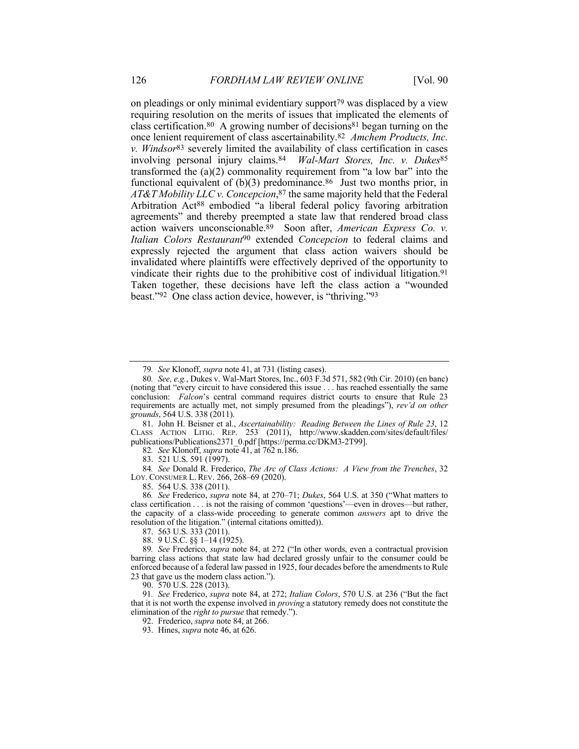on pleadings or only minimal evidentiary support[79] was displaced by a view requiring resolution on the merits of issues that implicated the elements of class certification.[80] A growing number of decisions[81] began turning on the once lenient requirement of class ascertainability.[82] *Amchem Products, Inc. v. Windsor*[83] severely limited the availability of class certification in cases involving personal injury claims.[84] *Wal-Mart Stores, Inc. v. Dukes*[85] transformed the (a)(2) commonality requirement from "a low bar" into the functional equivalent of (b)(3) predominance.[86] Just two months prior, in *AT&T Mobility LLC v. Concepcion*,[87] the same majority held that the Federal Arbitration Act[88] embodied "a liberal federal policy favoring arbitration agreements" and thereby preempted a state law that rendered broad class action waivers unconscionable.[89] Soon after, *American Express Co. v. Italian Colors Restaurant*[90] extended *Concepcion* to federal claims and expressly rejected the argument that class action waivers should be invalidated where plaintiffs were effectively deprived of the opportunity to vindicate their rights due to the prohibitive cost of individual litigation.[91] Taken together, these decisions have left the class action a "wounded beast."[92] One class action device, however, is "thriving."[93]

---

79. *See* Klonoff, *supra* note 41, at 731 (listing cases).

80. *See, e.g.*, Dukes v. Wal-Mart Stores, Inc., 603 F.3d 571, 582 (9th Cir. 2010) (en banc) (noting that "every circuit to have considered this issue . . . has reached essentially the same conclusion: *Falcon*'s central command requires district courts to ensure that Rule 23 requirements are actually met, not simply presumed from the pleadings"), *rev'd on other grounds*, 564 U.S. 338 (2011).

81. John H. Beisner et al., *Ascertainability: Reading Between the Lines of Rule 23*, 12 CLASS ACTION LITIG. REP. 253 (2011), http://www.skadden.com/sites/default/files/publications/Publications2371_0.pdf [https://perma.cc/DKM3-2T99].

82. *See* Klonoff, *supra* note 41, at 762 n.186.

83. 521 U.S. 591 (1997).

84. *See* Donald R. Frederico, *The Arc of Class Actions: A View from the Trenches*, 32 LOY. CONSUMER L. REV. 266, 268–69 (2020).

85. 564 U.S. 338 (2011).

86. *See* Frederico, *supra* note 84, at 270–71; *Dukes*, 564 U.S. at 350 ("What matters to class certification . . . is not the raising of common 'questions'—even in droves—but rather, the capacity of a class-wide proceeding to generate common *answers* apt to drive the resolution of the litigation." (internal citations omitted)).

87. 563 U.S. 333 (2011).

88. 9 U.S.C. §§ 1–14 (1925).

89. *See* Frederico, *supra* note 84, at 272 ("In other words, even a contractual provision barring class actions that state law had declared grossly unfair to the consumer could be enforced because of a federal law passed in 1925, four decades before the amendments to Rule 23 that gave us the modern class action.").

90. 570 U.S. 228 (2013).

91. *See* Frederico, *supra* note 84, at 272; *Italian Colors*, 570 U.S. at 236 ("But the fact that it is not worth the expense involved in *proving* a statutory remedy does not constitute the elimination of the *right to pursue* that remedy.").

92. Frederico, *supra* note 84, at 266.

93. Hines, *supra* note 46, at 626.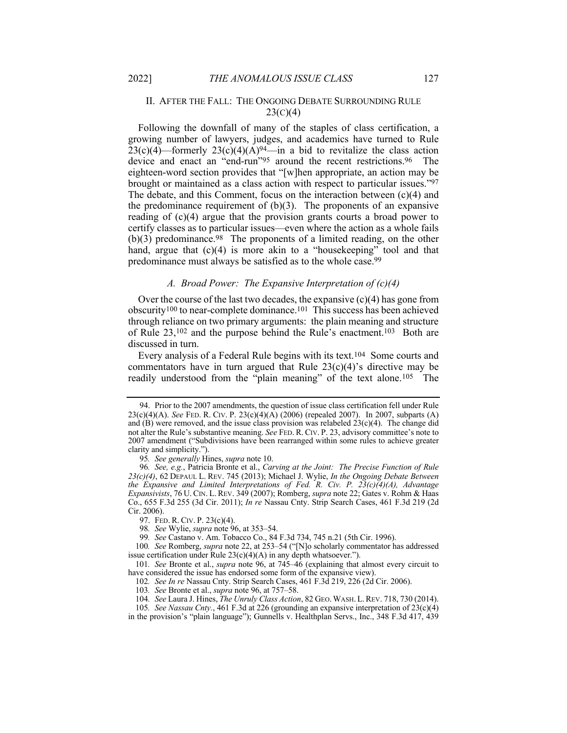## II. AFTER THE FALL: THE ONGOING DEBATE SURROUNDING RULE 23(C)(4)

Following the downfall of many of the staples of class certification, a growing number of lawyers, judges, and academics have turned to Rule 23(c)(4)—formerly 23(c)(4)(A)[94]—in a bid to revitalize the class action device and enact an "end-run"[95] around the recent restrictions.[96] The eighteen-word section provides that "[w]hen appropriate, an action may be brought or maintained as a class action with respect to particular issues."[97] The debate, and this Comment, focus on the interaction between (c)(4) and the predominance requirement of (b)(3). The proponents of an expansive reading of (c)(4) argue that the provision grants courts a broad power to certify classes as to particular issues—even where the action as a whole fails (b)(3) predominance.[98] The proponents of a limited reading, on the other hand, argue that (c)(4) is more akin to a "housekeeping" tool and that predominance must always be satisfied as to the whole case.[99]

### *A. Broad Power: The Expansive Interpretation of (c)(4)*

Over the course of the last two decades, the expansive (c)(4) has gone from obscurity[100] to near-complete dominance.[101] This success has been achieved through reliance on two primary arguments: the plain meaning and structure of Rule 23,[102] and the purpose behind the Rule's enactment.[103] Both are discussed in turn.

Every analysis of a Federal Rule begins with its text.[104] Some courts and commentators have in turn argued that Rule 23(c)(4)'s directive may be readily understood from the "plain meaning" of the text alone.[105] The

---

94. Prior to the 2007 amendments, the question of issue class certification fell under Rule 23(c)(4)(A). *See* FED. R. CIV. P. 23(c)(4)(A) (2006) (repealed 2007). In 2007, subparts (A) and (B) were removed, and the issue class provision was relabeled 23(c)(4). The change did not alter the Rule's substantive meaning. *See* FED. R. CIV. P. 23, advisory committee's note to 2007 amendment ("Subdivisions have been rearranged within some rules to achieve greater clarity and simplicity.").

95. *See generally* Hines, *supra* note 10.

96. *See, e.g.*, Patricia Bronte et al., *Carving at the Joint: The Precise Function of Rule 23(c)(4)*, 62 DEPAUL L. REV. 745 (2013); Michael J. Wylie, *In the Ongoing Debate Between the Expansive and Limited Interpretations of Fed. R. Civ. P. 23(c)(4)(A), Advantage Expansivists*, 76 U. CIN. L. REV. 349 (2007); Romberg, *supra* note 22; Gates v. Rohm & Haas Co., 655 F.3d 255 (3d Cir. 2011); *In re* Nassau Cnty. Strip Search Cases, 461 F.3d 219 (2d Cir. 2006).

97. FED. R. CIV. P. 23(c)(4).

98. *See* Wylie, *supra* note 96, at 353–54.

99. *See* Castano v. Am. Tobacco Co., 84 F.3d 734, 745 n.21 (5th Cir. 1996).

100. *See* Romberg, *supra* note 22, at 253–54 ("[N]o scholarly commentator has addressed issue certification under Rule 23(c)(4)(A) in any depth whatsoever.").

101. *See* Bronte et al., *supra* note 96, at 745–46 (explaining that almost every circuit to have considered the issue has endorsed some form of the expansive view).

102. *See In re* Nassau Cnty. Strip Search Cases, 461 F.3d 219, 226 (2d Cir. 2006).

103. *See* Bronte et al., *supra* note 96, at 757–58.

104. *See* Laura J. Hines, *The Unruly Class Action*, 82 GEO. WASH. L. REV. 718, 730 (2014).

105. *See Nassau Cnty.*, 461 F.3d at 226 (grounding an expansive interpretation of 23(c)(4) in the provision's "plain language"); Gunnells v. Healthplan Servs., Inc., 348 F.3d 417, 439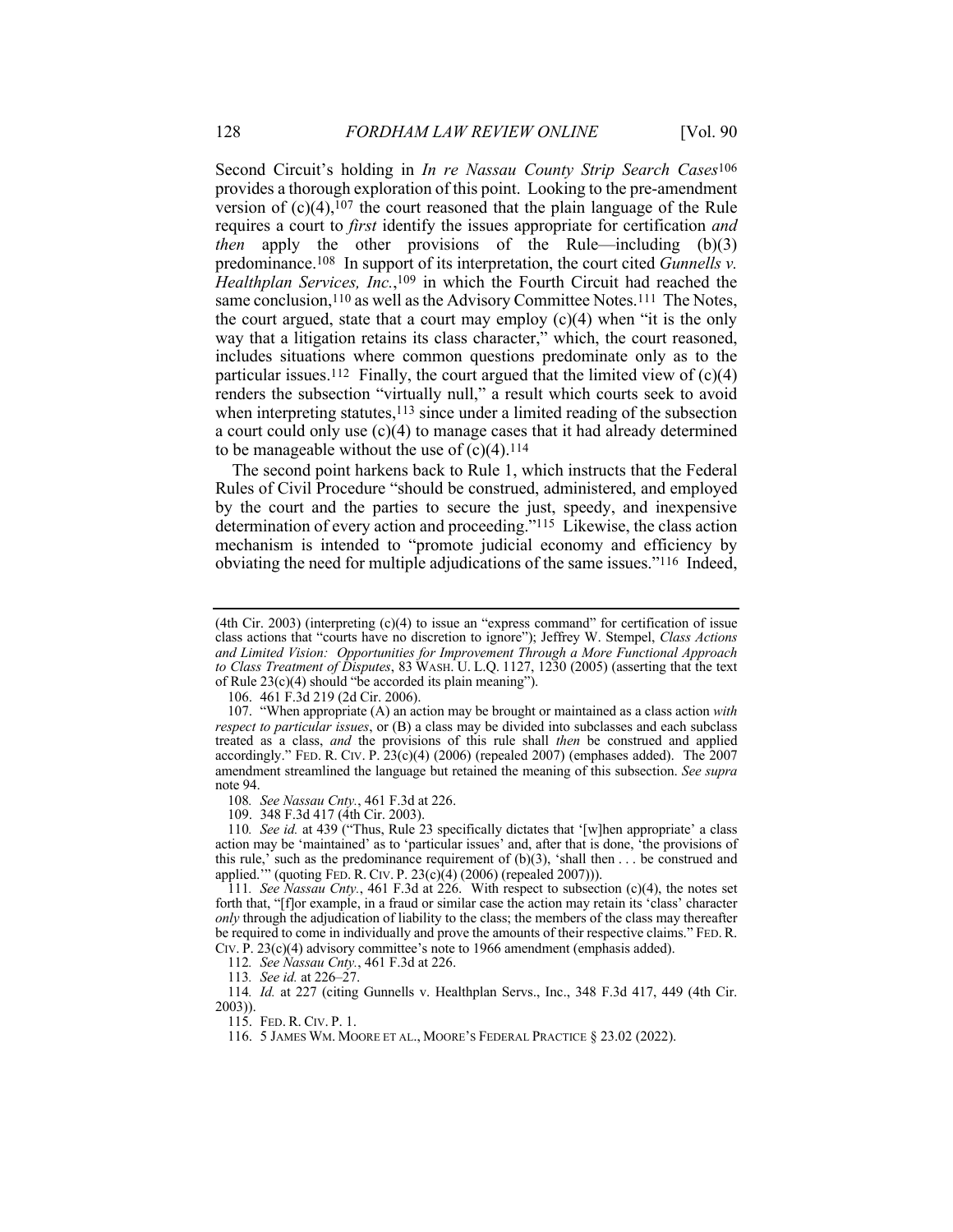Second Circuit's holding in *In re Nassau County Strip Search Cases*[106] provides a thorough exploration of this point. Looking to the pre-amendment version of (c)(4),[107] the court reasoned that the plain language of the Rule requires a court to *first* identify the issues appropriate for certification *and then* apply the other provisions of the Rule—including (b)(3) predominance.[108] In support of its interpretation, the court cited *Gunnells v. Healthplan Services, Inc.*,[109] in which the Fourth Circuit had reached the same conclusion,[110] as well as the Advisory Committee Notes.[111] The Notes, the court argued, state that a court may employ (c)(4) when "it is the only way that a litigation retains its class character," which, the court reasoned, includes situations where common questions predominate only as to the particular issues.[112] Finally, the court argued that the limited view of (c)(4) renders the subsection "virtually null," a result which courts seek to avoid when interpreting statutes,[113] since under a limited reading of the subsection a court could only use (c)(4) to manage cases that it had already determined to be manageable without the use of (c)(4).[114]

The second point harkens back to Rule 1, which instructs that the Federal Rules of Civil Procedure "should be construed, administered, and employed by the court and the parties to secure the just, speedy, and inexpensive determination of every action and proceeding."[115] Likewise, the class action mechanism is intended to "promote judicial economy and efficiency by obviating the need for multiple adjudications of the same issues."[116] Indeed,

---

(4th Cir. 2003) (interpreting (c)(4) to issue an "express command" for certification of issue class actions that "courts have no discretion to ignore"); Jeffrey W. Stempel, *Class Actions and Limited Vision: Opportunities for Improvement Through a More Functional Approach to Class Treatment of Disputes*, 83 WASH. U. L.Q. 1127, 1230 (2005) (asserting that the text of Rule 23(c)(4) should "be accorded its plain meaning").

106. 461 F.3d 219 (2d Cir. 2006).

107. "When appropriate (A) an action may be brought or maintained as a class action *with respect to particular issues*, or (B) a class may be divided into subclasses and each subclass treated as a class, *and* the provisions of this rule shall *then* be construed and applied accordingly." FED. R. CIV. P. 23(c)(4) (2006) (repealed 2007) (emphases added). The 2007 amendment streamlined the language but retained the meaning of this subsection. *See supra* note 94.

108. *See Nassau Cnty.*, 461 F.3d at 226.

109. 348 F.3d 417 (4th Cir. 2003).

110. *See id.* at 439 ("Thus, Rule 23 specifically dictates that '[w]hen appropriate' a class action may be 'maintained' as to 'particular issues' and, after that is done, 'the provisions of this rule,' such as the predominance requirement of (b)(3), 'shall then . . . be construed and applied.'" (quoting FED. R. CIV. P. 23(c)(4) (2006) (repealed 2007))).

111. *See Nassau Cnty.*, 461 F.3d at 226. With respect to subsection (c)(4), the notes set forth that, "[f]or example, in a fraud or similar case the action may retain its 'class' character *only* through the adjudication of liability to the class; the members of the class may thereafter be required to come in individually and prove the amounts of their respective claims." FED. R. CIV. P. 23(c)(4) advisory committee's note to 1966 amendment (emphasis added).

112. *See Nassau Cnty.*, 461 F.3d at 226.

113. *See id.* at 226–27.

114. *Id.* at 227 (citing Gunnells v. Healthplan Servs., Inc., 348 F.3d 417, 449 (4th Cir. 2003)).

115. FED. R. CIV. P. 1.

116. 5 JAMES WM. MOORE ET AL., MOORE'S FEDERAL PRACTICE § 23.02 (2022).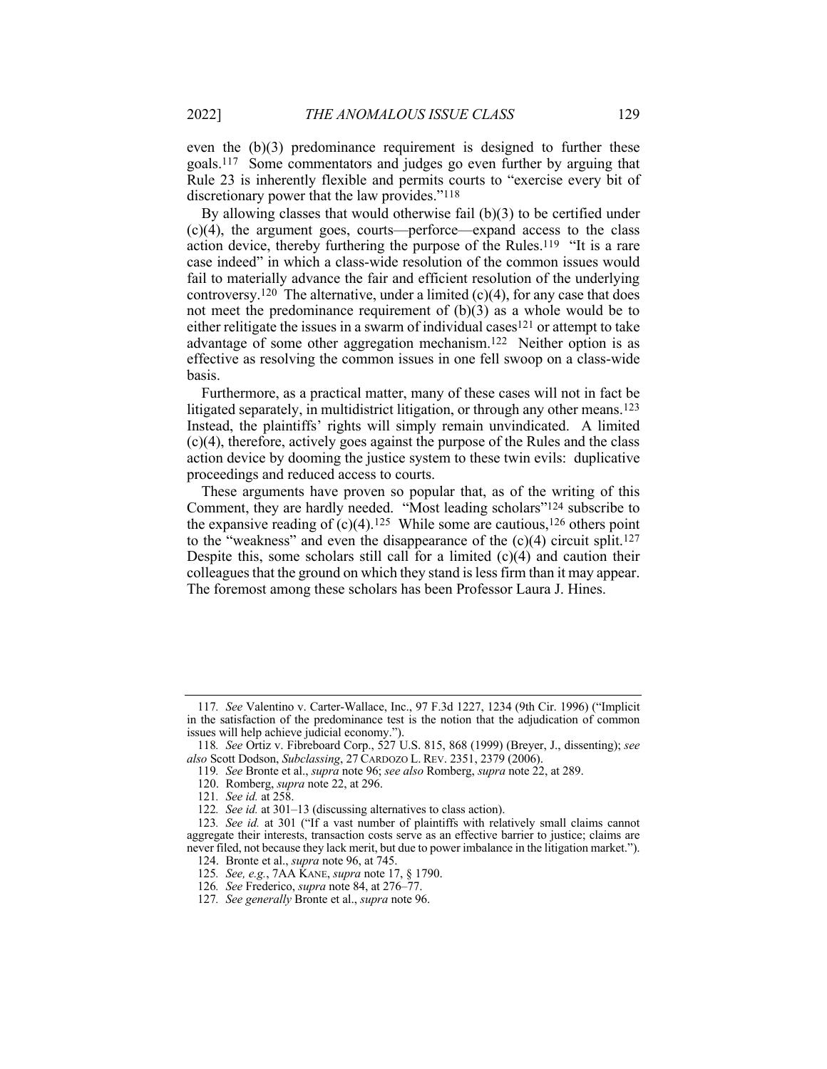even the (b)(3) predominance requirement is designed to further these goals.[117] Some commentators and judges go even further by arguing that Rule 23 is inherently flexible and permits courts to "exercise every bit of discretionary power that the law provides."[118]

By allowing classes that would otherwise fail (b)(3) to be certified under (c)(4), the argument goes, courts—perforce—expand access to the class action device, thereby furthering the purpose of the Rules.[119] "It is a rare case indeed" in which a class-wide resolution of the common issues would fail to materially advance the fair and efficient resolution of the underlying controversy.[120] The alternative, under a limited (c)(4), for any case that does not meet the predominance requirement of (b)(3) as a whole would be to either relitigate the issues in a swarm of individual cases[121] or attempt to take advantage of some other aggregation mechanism.[122] Neither option is as effective as resolving the common issues in one fell swoop on a class-wide basis.

Furthermore, as a practical matter, many of these cases will not in fact be litigated separately, in multidistrict litigation, or through any other means.[123] Instead, the plaintiffs' rights will simply remain unvindicated. A limited (c)(4), therefore, actively goes against the purpose of the Rules and the class action device by dooming the justice system to these twin evils: duplicative proceedings and reduced access to courts.

These arguments have proven so popular that, as of the writing of this Comment, they are hardly needed. "Most leading scholars"[124] subscribe to the expansive reading of (c)(4).[125] While some are cautious,[126] others point to the "weakness" and even the disappearance of the (c)(4) circuit split.[127] Despite this, some scholars still call for a limited (c)(4) and caution their colleagues that the ground on which they stand is less firm than it may appear. The foremost among these scholars has been Professor Laura J. Hines.

---

117. *See* Valentino v. Carter-Wallace, Inc., 97 F.3d 1227, 1234 (9th Cir. 1996) ("Implicit in the satisfaction of the predominance test is the notion that the adjudication of common issues will help achieve judicial economy.").

118. *See* Ortiz v. Fibreboard Corp., 527 U.S. 815, 868 (1999) (Breyer, J., dissenting); *see also* Scott Dodson, *Subclassing*, 27 CARDOZO L. REV. 2351, 2379 (2006).

119. *See* Bronte et al., *supra* note 96; *see also* Romberg, *supra* note 22, at 289.

120. Romberg, *supra* note 22, at 296.

121. *See id.* at 258.

122. *See id.* at 301–13 (discussing alternatives to class action).

123. *See id.* at 301 ("If a vast number of plaintiffs with relatively small claims cannot aggregate their interests, transaction costs serve as an effective barrier to justice; claims are never filed, not because they lack merit, but due to power imbalance in the litigation market.").

124. Bronte et al., *supra* note 96, at 745.

125. *See, e.g.*, 7AA KANE, *supra* note 17, § 1790.

126. *See* Frederico, *supra* note 84, at 276–77.

127. *See generally* Bronte et al., *supra* note 96.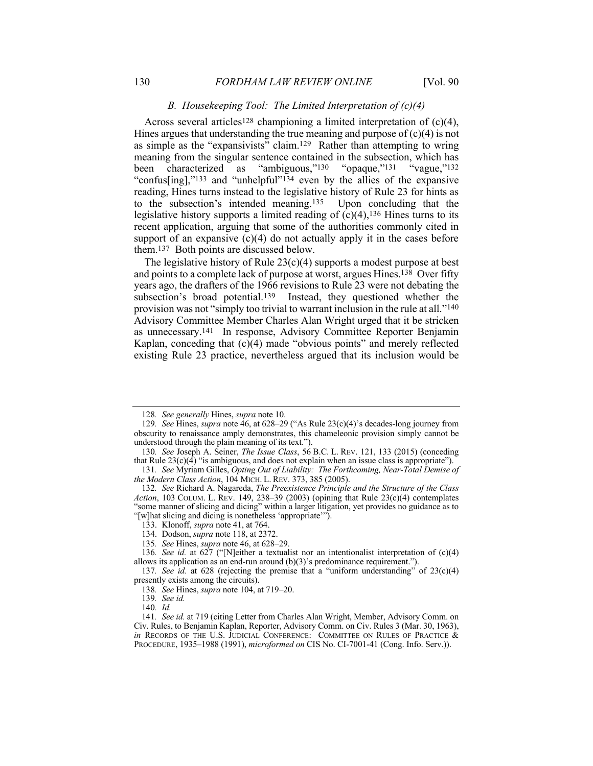### B. Housekeeping Tool: The Limited Interpretation of (c)(4)

Across several articles[128] championing a limited interpretation of (c)(4), Hines argues that understanding the true meaning and purpose of (c)(4) is not as simple as the "expansivists" claim.[129] Rather than attempting to wring meaning from the singular sentence contained in the subsection, which has been characterized as "ambiguous,"[130] "opaque,"[131] "vague,"[132] "confus[ing],"[133] and "unhelpful"[134] even by the allies of the expansive reading, Hines turns instead to the legislative history of Rule 23 for hints as to the subsection's intended meaning.[135] Upon concluding that the legislative history supports a limited reading of (c)(4),[136] Hines turns to its recent application, arguing that some of the authorities commonly cited in support of an expansive (c)(4) do not actually apply it in the cases before them.[137] Both points are discussed below.

The legislative history of Rule 23(c)(4) supports a modest purpose at best and points to a complete lack of purpose at worst, argues Hines.[138] Over fifty years ago, the drafters of the 1966 revisions to Rule 23 were not debating the subsection's broad potential.[139] Instead, they questioned whether the provision was not "simply too trivial to warrant inclusion in the rule at all."[140] Advisory Committee Member Charles Alan Wright urged that it be stricken as unnecessary.[141] In response, Advisory Committee Reporter Benjamin Kaplan, conceding that (c)(4) made "obvious points" and merely reflected existing Rule 23 practice, nevertheless argued that its inclusion would be

---

128. *See generally* Hines, *supra* note 10.

129. *See* Hines, *supra* note 46, at 628–29 ("As Rule 23(c)(4)'s decades-long journey from obscurity to renaissance amply demonstrates, this chameleonic provision simply cannot be understood through the plain meaning of its text.").

130. *See* Joseph A. Seiner, *The Issue Class*, 56 B.C. L. REV. 121, 133 (2015) (conceding that Rule 23(c)(4) "is ambiguous, and does not explain when an issue class is appropriate").

131. *See* Myriam Gilles, *Opting Out of Liability: The Forthcoming, Near-Total Demise of the Modern Class Action*, 104 MICH. L. REV. 373, 385 (2005).

132. *See* Richard A. Nagareda, *The Preexistence Principle and the Structure of the Class Action*, 103 COLUM. L. REV. 149, 238–39 (2003) (opining that Rule 23(c)(4) contemplates "some manner of slicing and dicing" within a larger litigation, yet provides no guidance as to "[w]hat slicing and dicing is nonetheless 'appropriate'").

133. Klonoff, *supra* note 41, at 764.

134. Dodson, *supra* note 118, at 2372.

135. *See* Hines, *supra* note 46, at 628–29.

136. *See id.* at 627 ("[N]either a textualist nor an intentionalist interpretation of (c)(4) allows its application as an end-run around (b)(3)'s predominance requirement.").

137. *See id.* at 628 (rejecting the premise that a "uniform understanding" of 23(c)(4) presently exists among the circuits).

138. *See* Hines, *supra* note 104, at 719–20.

139. *See id.*

140. *Id.*

141. *See id.* at 719 (citing Letter from Charles Alan Wright, Member, Advisory Comm. on Civ. Rules, to Benjamin Kaplan, Reporter, Advisory Comm. on Civ. Rules 3 (Mar. 30, 1963), *in* RECORDS OF THE U.S. JUDICIAL CONFERENCE: COMMITTEE ON RULES OF PRACTICE & PROCEDURE, 1935–1988 (1991), *microformed on* CIS No. CI-7001-41 (Cong. Info. Serv.)).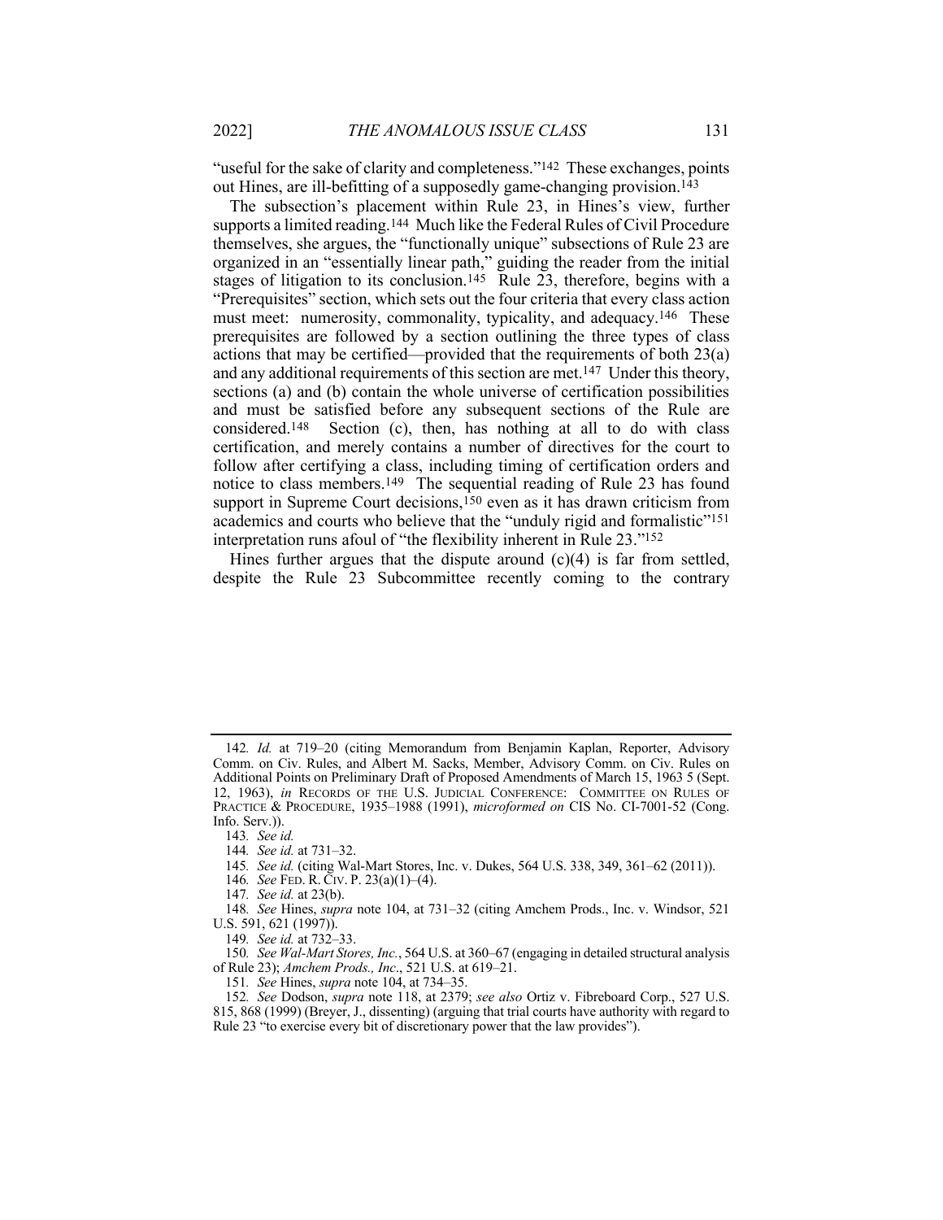"useful for the sake of clarity and completeness."[142] These exchanges, points out Hines, are ill-befitting of a supposedly game-changing provision.[143]

The subsection's placement within Rule 23, in Hines's view, further supports a limited reading.[144] Much like the Federal Rules of Civil Procedure themselves, she argues, the "functionally unique" subsections of Rule 23 are organized in an "essentially linear path," guiding the reader from the initial stages of litigation to its conclusion.[145] Rule 23, therefore, begins with a "Prerequisites" section, which sets out the four criteria that every class action must meet: numerosity, commonality, typicality, and adequacy.[146] These prerequisites are followed by a section outlining the three types of class actions that may be certified—provided that the requirements of both 23(a) and any additional requirements of this section are met.[147] Under this theory, sections (a) and (b) contain the whole universe of certification possibilities and must be satisfied before any subsequent sections of the Rule are considered.[148] Section (c), then, has nothing at all to do with class certification, and merely contains a number of directives for the court to follow after certifying a class, including timing of certification orders and notice to class members.[149] The sequential reading of Rule 23 has found support in Supreme Court decisions,[150] even as it has drawn criticism from academics and courts who believe that the "unduly rigid and formalistic"[151] interpretation runs afoul of "the flexibility inherent in Rule 23."[152]

Hines further argues that the dispute around (c)(4) is far from settled, despite the Rule 23 Subcommittee recently coming to the contrary

---

142. *Id.* at 719–20 (citing Memorandum from Benjamin Kaplan, Reporter, Advisory Comm. on Civ. Rules, and Albert M. Sacks, Member, Advisory Comm. on Civ. Rules on Additional Points on Preliminary Draft of Proposed Amendments of March 15, 1963 5 (Sept. 12, 1963), *in* RECORDS OF THE U.S. JUDICIAL CONFERENCE: COMMITTEE ON RULES OF PRACTICE & PROCEDURE, 1935–1988 (1991), *microformed on* CIS No. CI-7001-52 (Cong. Info. Serv.)).

143. *See id.*

144. *See id.* at 731–32.

145. *See id.* (citing Wal-Mart Stores, Inc. v. Dukes, 564 U.S. 338, 349, 361–62 (2011)).

146. *See* FED. R. CIV. P. 23(a)(1)–(4).

147. *See id.* at 23(b).

148. *See* Hines, *supra* note 104, at 731–32 (citing Amchem Prods., Inc. v. Windsor, 521 U.S. 591, 621 (1997)).

149. *See id.* at 732–33.

150. *See Wal-Mart Stores, Inc.*, 564 U.S. at 360–67 (engaging in detailed structural analysis of Rule 23); *Amchem Prods., Inc*., 521 U.S. at 619–21.

151. *See* Hines, *supra* note 104, at 734–35.

152. *See* Dodson, *supra* note 118, at 2379; *see also* Ortiz v. Fibreboard Corp., 527 U.S. 815, 868 (1999) (Breyer, J., dissenting) (arguing that trial courts have authority with regard to Rule 23 "to exercise every bit of discretionary power that the law provides").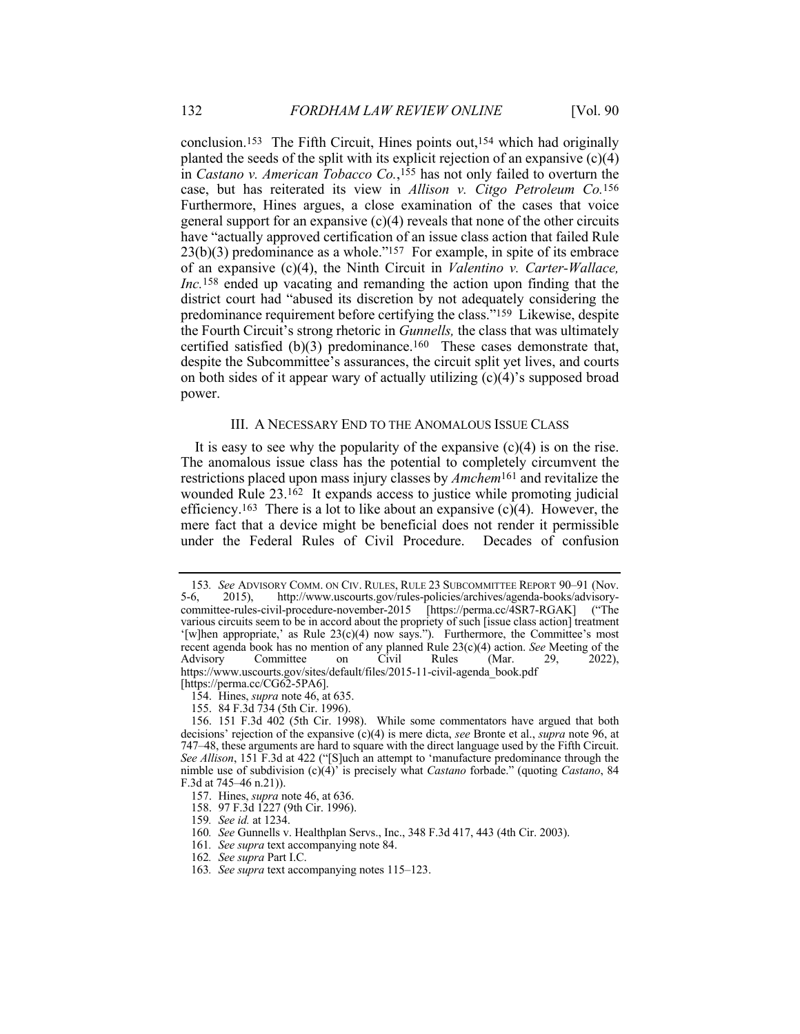conclusion.[153] The Fifth Circuit, Hines points out,[154] which had originally planted the seeds of the split with its explicit rejection of an expansive (c)(4) in *Castano v. American Tobacco Co.*,[155] has not only failed to overturn the case, but has reiterated its view in *Allison v. Citgo Petroleum Co.*[156] Furthermore, Hines argues, a close examination of the cases that voice general support for an expansive (c)(4) reveals that none of the other circuits have "actually approved certification of an issue class action that failed Rule 23(b)(3) predominance as a whole."[157] For example, in spite of its embrace of an expansive (c)(4), the Ninth Circuit in *Valentino v. Carter-Wallace, Inc.*[158] ended up vacating and remanding the action upon finding that the district court had "abused its discretion by not adequately considering the predominance requirement before certifying the class."[159] Likewise, despite the Fourth Circuit's strong rhetoric in *Gunnells,* the class that was ultimately certified satisfied (b)(3) predominance.[160] These cases demonstrate that, despite the Subcommittee's assurances, the circuit split yet lives, and courts on both sides of it appear wary of actually utilizing (c)(4)'s supposed broad power.

## III. A NECESSARY END TO THE ANOMALOUS ISSUE CLASS

It is easy to see why the popularity of the expansive (c)(4) is on the rise. The anomalous issue class has the potential to completely circumvent the restrictions placed upon mass injury classes by *Amchem*[161] and revitalize the wounded Rule 23.[162] It expands access to justice while promoting judicial efficiency.[163] There is a lot to like about an expansive (c)(4). However, the mere fact that a device might be beneficial does not render it permissible under the Federal Rules of Civil Procedure. Decades of confusion

---

153. *See* ADVISORY COMM. ON CIV. RULES, RULE 23 SUBCOMMITTEE REPORT 90–91 (Nov. 5-6, 2015), http://www.uscourts.gov/rules-policies/archives/agenda-books/advisory-committee-rules-civil-procedure-november-2015 [https://perma.cc/4SR7-RGAK] ("The various circuits seem to be in accord about the propriety of such [issue class action] treatment '[w]hen appropriate,' as Rule 23(c)(4) now says."). Furthermore, the Committee's most recent agenda book has no mention of any planned Rule 23(c)(4) action. *See* Meeting of the Advisory Committee on Civil Rules (Mar. 29, 2022), https://www.uscourts.gov/sites/default/files/2015-11-civil-agenda_book.pdf [https://perma.cc/CG62-5PA6].

154. Hines, *supra* note 46, at 635.

155. 84 F.3d 734 (5th Cir. 1996).

156. 151 F.3d 402 (5th Cir. 1998). While some commentators have argued that both decisions' rejection of the expansive (c)(4) is mere dicta, *see* Bronte et al., *supra* note 96, at 747–48, these arguments are hard to square with the direct language used by the Fifth Circuit. *See Allison*, 151 F.3d at 422 ("[S]uch an attempt to 'manufacture predominance through the nimble use of subdivision (c)(4)' is precisely what *Castano* forbade." (quoting *Castano*, 84 F.3d at 745–46 n.21)).

157. Hines, *supra* note 46, at 636.

158. 97 F.3d 1227 (9th Cir. 1996).

159. *See id.* at 1234.

160. *See* Gunnells v. Healthplan Servs., Inc., 348 F.3d 417, 443 (4th Cir. 2003).

161. *See supra* text accompanying note 84.

162. *See supra* Part I.C.

163. *See supra* text accompanying notes 115–123.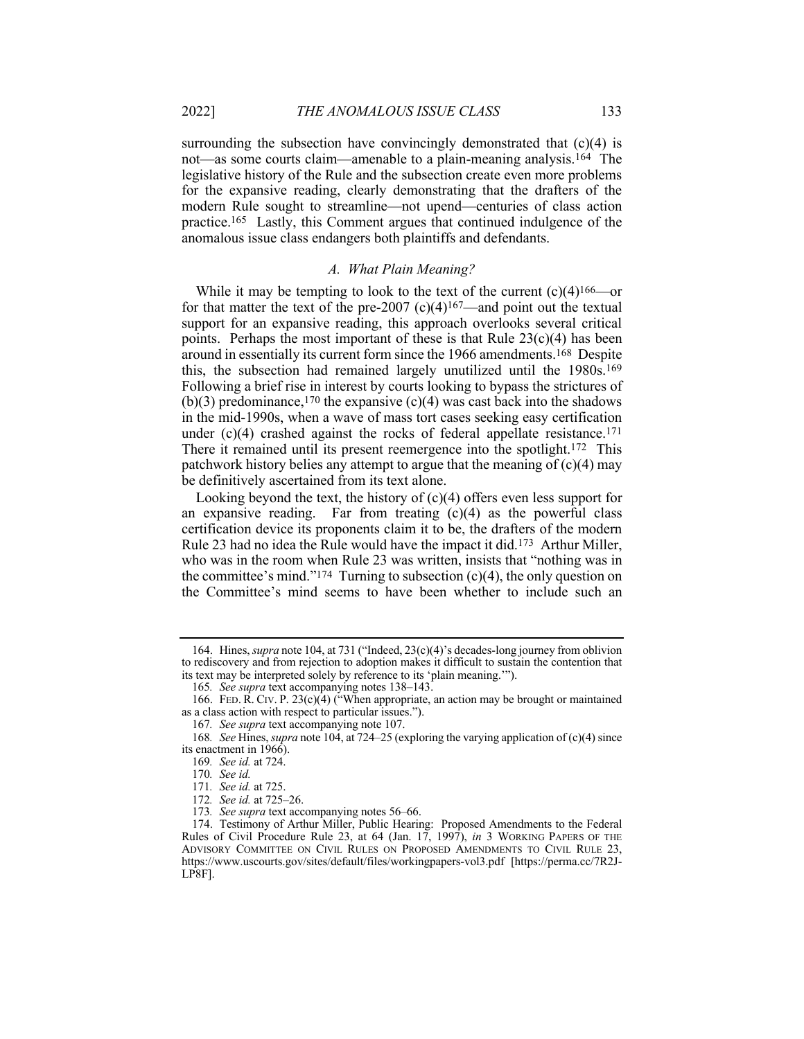surrounding the subsection have convincingly demonstrated that (c)(4) is not—as some courts claim—amenable to a plain-meaning analysis.[164] The legislative history of the Rule and the subsection create even more problems for the expansive reading, clearly demonstrating that the drafters of the modern Rule sought to streamline—not upend—centuries of class action practice.[165] Lastly, this Comment argues that continued indulgence of the anomalous issue class endangers both plaintiffs and defendants.

### *A. What Plain Meaning?*

While it may be tempting to look to the text of the current (c)(4)[166]—or for that matter the text of the pre-2007 (c)(4)[167]—and point out the textual support for an expansive reading, this approach overlooks several critical points. Perhaps the most important of these is that Rule 23(c)(4) has been around in essentially its current form since the 1966 amendments.[168] Despite this, the subsection had remained largely unutilized until the 1980s.[169] Following a brief rise in interest by courts looking to bypass the strictures of (b)(3) predominance,[170] the expansive (c)(4) was cast back into the shadows in the mid-1990s, when a wave of mass tort cases seeking easy certification under (c)(4) crashed against the rocks of federal appellate resistance.[171] There it remained until its present reemergence into the spotlight.[172] This patchwork history belies any attempt to argue that the meaning of (c)(4) may be definitively ascertained from its text alone.

Looking beyond the text, the history of (c)(4) offers even less support for an expansive reading. Far from treating (c)(4) as the powerful class certification device its proponents claim it to be, the drafters of the modern Rule 23 had no idea the Rule would have the impact it did.[173] Arthur Miller, who was in the room when Rule 23 was written, insists that "nothing was in the committee's mind."[174] Turning to subsection (c)(4), the only question on the Committee's mind seems to have been whether to include such an

---

164. Hines, *supra* note 104, at 731 ("Indeed, 23(c)(4)'s decades-long journey from oblivion to rediscovery and from rejection to adoption makes it difficult to sustain the contention that its text may be interpreted solely by reference to its 'plain meaning.'").

165. *See supra* text accompanying notes 138–143.

166. FED. R. CIV. P. 23(c)(4) ("When appropriate, an action may be brought or maintained as a class action with respect to particular issues.").

167. *See supra* text accompanying note 107.

168. *See* Hines, *supra* note 104, at 724–25 (exploring the varying application of (c)(4) since its enactment in 1966).

169. *See id.* at 724.

170. *See id.*

171. *See id.* at 725.

172. *See id.* at 725–26.

173. *See supra* text accompanying notes 56–66.

174. Testimony of Arthur Miller, Public Hearing: Proposed Amendments to the Federal Rules of Civil Procedure Rule 23, at 64 (Jan. 17, 1997), *in* 3 WORKING PAPERS OF THE ADVISORY COMMITTEE ON CIVIL RULES ON PROPOSED AMENDMENTS TO CIVIL RULE 23, https://www.uscourts.gov/sites/default/files/workingpapers-vol3.pdf [https://perma.cc/7R2J-LP8F].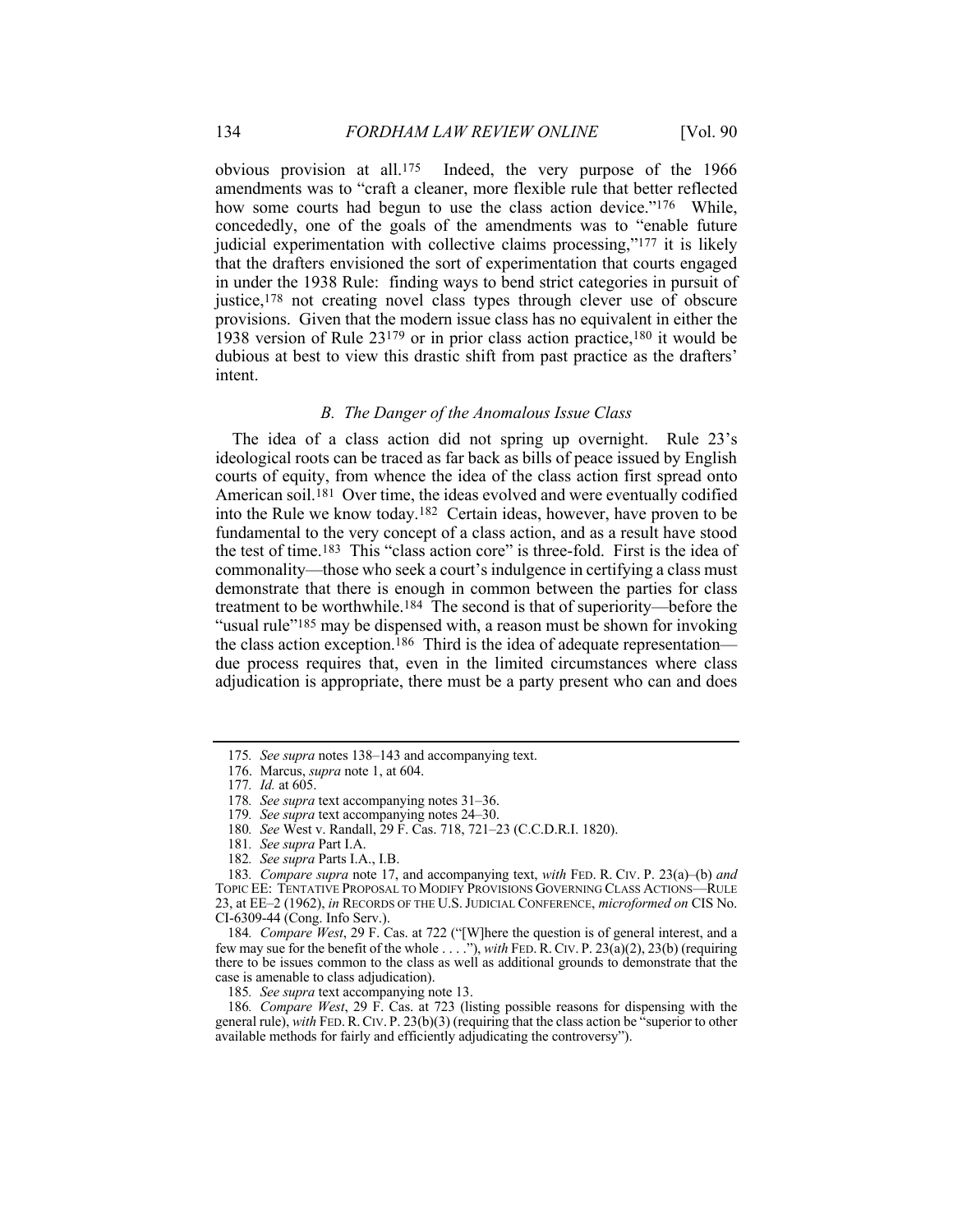obvious provision at all.[175] Indeed, the very purpose of the 1966 amendments was to "craft a cleaner, more flexible rule that better reflected how some courts had begun to use the class action device."[176] While, concededly, one of the goals of the amendments was to "enable future judicial experimentation with collective claims processing,"[177] it is likely that the drafters envisioned the sort of experimentation that courts engaged in under the 1938 Rule: finding ways to bend strict categories in pursuit of justice,[178] not creating novel class types through clever use of obscure provisions. Given that the modern issue class has no equivalent in either the 1938 version of Rule 23[179] or in prior class action practice,[180] it would be dubious at best to view this drastic shift from past practice as the drafters' intent.

### *B. The Danger of the Anomalous Issue Class*

The idea of a class action did not spring up overnight. Rule 23's ideological roots can be traced as far back as bills of peace issued by English courts of equity, from whence the idea of the class action first spread onto American soil.[181] Over time, the ideas evolved and were eventually codified into the Rule we know today.[182] Certain ideas, however, have proven to be fundamental to the very concept of a class action, and as a result have stood the test of time.[183] This "class action core" is three-fold. First is the idea of commonality—those who seek a court's indulgence in certifying a class must demonstrate that there is enough in common between the parties for class treatment to be worthwhile.[184] The second is that of superiority—before the "usual rule"[185] may be dispensed with, a reason must be shown for invoking the class action exception.[186] Third is the idea of adequate representation—due process requires that, even in the limited circumstances where class adjudication is appropriate, there must be a party present who can and does

---

175. *See supra* notes 138–143 and accompanying text.

176. Marcus, *supra* note 1, at 604.

177. *Id.* at 605.

178. *See supra* text accompanying notes 31–36.

179. *See supra* text accompanying notes 24–30.

180. *See* West v. Randall, 29 F. Cas. 718, 721–23 (C.C.D.R.I. 1820).

181. *See supra* Part I.A.

182. *See supra* Parts I.A., I.B.

183. *Compare supra* note 17, and accompanying text, *with* FED. R. CIV. P. 23(a)–(b) *and* TOPIC EE: TENTATIVE PROPOSAL TO MODIFY PROVISIONS GOVERNING CLASS ACTIONS—RULE 23, at EE–2 (1962), *in* RECORDS OF THE U.S. JUDICIAL CONFERENCE, *microformed on* CIS No. CI-6309-44 (Cong. Info Serv.).

184. *Compare West*, 29 F. Cas. at 722 ("[W]here the question is of general interest, and a few may sue for the benefit of the whole . . . ."), *with* FED. R. CIV. P. 23(a)(2), 23(b) (requiring there to be issues common to the class as well as additional grounds to demonstrate that the case is amenable to class adjudication).

185. *See supra* text accompanying note 13.

186. *Compare West*, 29 F. Cas. at 723 (listing possible reasons for dispensing with the general rule), *with* FED. R. CIV. P. 23(b)(3) (requiring that the class action be "superior to other available methods for fairly and efficiently adjudicating the controversy").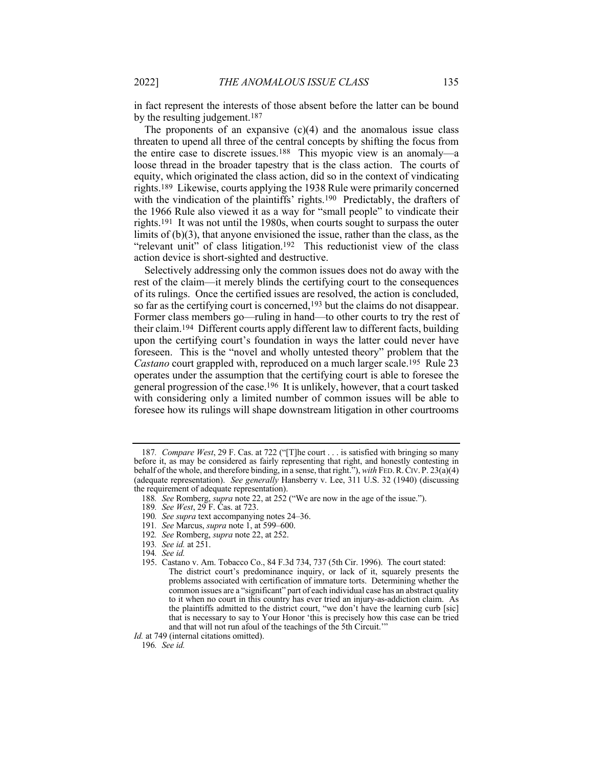in fact represent the interests of those absent before the latter can be bound by the resulting judgement.[187]

The proponents of an expansive (c)(4) and the anomalous issue class threaten to upend all three of the central concepts by shifting the focus from the entire case to discrete issues.[188] This myopic view is an anomaly—a loose thread in the broader tapestry that is the class action. The courts of equity, which originated the class action, did so in the context of vindicating rights.[189] Likewise, courts applying the 1938 Rule were primarily concerned with the vindication of the plaintiffs' rights.[190] Predictably, the drafters of the 1966 Rule also viewed it as a way for "small people" to vindicate their rights.[191] It was not until the 1980s, when courts sought to surpass the outer limits of (b)(3), that anyone envisioned the issue, rather than the class, as the "relevant unit" of class litigation.[192] This reductionist view of the class action device is short-sighted and destructive.

Selectively addressing only the common issues does not do away with the rest of the claim—it merely blinds the certifying court to the consequences of its rulings. Once the certified issues are resolved, the action is concluded, so far as the certifying court is concerned,[193] but the claims do not disappear. Former class members go—ruling in hand—to other courts to try the rest of their claim.[194] Different courts apply different law to different facts, building upon the certifying court's foundation in ways the latter could never have foreseen. This is the "novel and wholly untested theory" problem that the *Castano* court grappled with, reproduced on a much larger scale.[195] Rule 23 operates under the assumption that the certifying court is able to foresee the general progression of the case.[196] It is unlikely, however, that a court tasked with considering only a limited number of common issues will be able to foresee how its rulings will shape downstream litigation in other courtrooms

---

187. *Compare West*, 29 F. Cas. at 722 ("[T]he court . . . is satisfied with bringing so many before it, as may be considered as fairly representing that right, and honestly contesting in behalf of the whole, and therefore binding, in a sense, that right."), *with* FED. R. CIV. P. 23(a)(4) (adequate representation). *See generally* Hansberry v. Lee, 311 U.S. 32 (1940) (discussing the requirement of adequate representation).

188. *See* Romberg, *supra* note 22, at 252 ("We are now in the age of the issue.").

189. *See West*, 29 F. Cas. at 723.

190. *See supra* text accompanying notes 24–36.

191. *See* Marcus, *supra* note 1, at 599–600.

192. *See* Romberg, *supra* note 22, at 252.

193. *See id.* at 251.

194. *See id.*

195. Castano v. Am. Tobacco Co., 84 F.3d 734, 737 (5th Cir. 1996). The court stated:

> The district court's predominance inquiry, or lack of it, squarely presents the problems associated with certification of immature torts. Determining whether the common issues are a "significant" part of each individual case has an abstract quality to it when no court in this country has ever tried an injury-as-addiction claim. As the plaintiffs admitted to the district court, "we don't have the learning curb [sic] that is necessary to say to Your Honor 'this is precisely how this case can be tried and that will not run afoul of the teachings of the 5th Circuit.'"

*Id.* at 749 (internal citations omitted).

196. *See id.*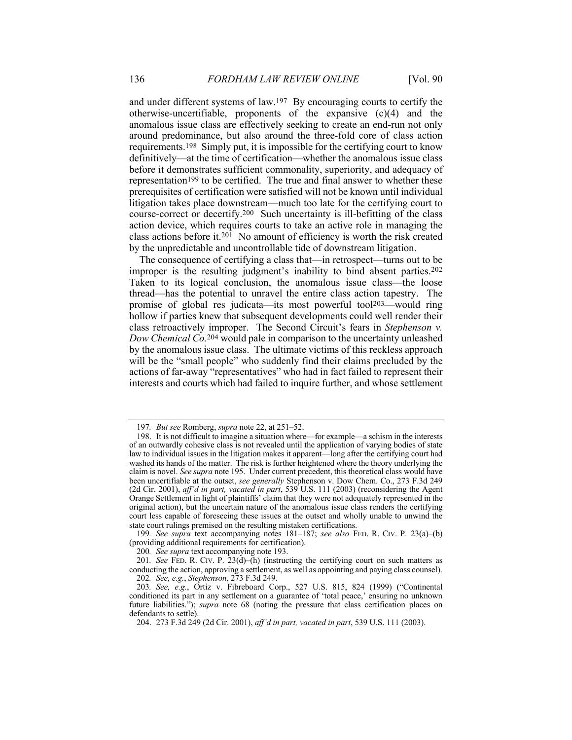and under different systems of law.[197] By encouraging courts to certify the otherwise-uncertifiable, proponents of the expansive (c)(4) and the anomalous issue class are effectively seeking to create an end-run not only around predominance, but also around the three-fold core of class action requirements.[198] Simply put, it is impossible for the certifying court to know definitively—at the time of certification—whether the anomalous issue class before it demonstrates sufficient commonality, superiority, and adequacy of representation[199] to be certified. The true and final answer to whether these prerequisites of certification were satisfied will not be known until individual litigation takes place downstream—much too late for the certifying court to course-correct or decertify.[200] Such uncertainty is ill-befitting of the class action device, which requires courts to take an active role in managing the class actions before it.[201] No amount of efficiency is worth the risk created by the unpredictable and uncontrollable tide of downstream litigation.

The consequence of certifying a class that—in retrospect—turns out to be improper is the resulting judgment's inability to bind absent parties.[202] Taken to its logical conclusion, the anomalous issue class—the loose thread—has the potential to unravel the entire class action tapestry. The promise of global res judicata—its most powerful tool[203]—would ring hollow if parties knew that subsequent developments could well render their class retroactively improper. The Second Circuit's fears in *Stephenson v. Dow Chemical Co.*[204] would pale in comparison to the uncertainty unleashed by the anomalous issue class. The ultimate victims of this reckless approach will be the "small people" who suddenly find their claims precluded by the actions of far-away "representatives" who had in fact failed to represent their interests and courts which had failed to inquire further, and whose settlement

---

197. *But see* Romberg, *supra* note 22, at 251–52.

198. It is not difficult to imagine a situation where—for example—a schism in the interests of an outwardly cohesive class is not revealed until the application of varying bodies of state law to individual issues in the litigation makes it apparent—long after the certifying court had washed its hands of the matter. The risk is further heightened where the theory underlying the claim is novel. *See supra* note 195. Under current precedent, this theoretical class would have been uncertifiable at the outset, *see generally* Stephenson v. Dow Chem. Co., 273 F.3d 249 (2d Cir. 2001), *aff'd in part, vacated in part*, 539 U.S. 111 (2003) (reconsidering the Agent Orange Settlement in light of plaintiffs' claim that they were not adequately represented in the original action), but the uncertain nature of the anomalous issue class renders the certifying court less capable of foreseeing these issues at the outset and wholly unable to unwind the state court rulings premised on the resulting mistaken certifications.

199. *See supra* text accompanying notes 181–187; *see also* FED. R. CIV. P. 23(a)–(b) (providing additional requirements for certification).

200. *See supra* text accompanying note 193.

201. *See* FED. R. CIV. P. 23(d)–(h) (instructing the certifying court on such matters as conducting the action, approving a settlement, as well as appointing and paying class counsel).

202. *See, e.g.*, *Stephenson*, 273 F.3d 249.

203. *See, e.g.*, Ortiz v. Fibreboard Corp., 527 U.S. 815, 824 (1999) ("Continental conditioned its part in any settlement on a guarantee of 'total peace,' ensuring no unknown future liabilities."); *supra* note 68 (noting the pressure that class certification places on defendants to settle).

204. 273 F.3d 249 (2d Cir. 2001), *aff'd in part, vacated in part*, 539 U.S. 111 (2003).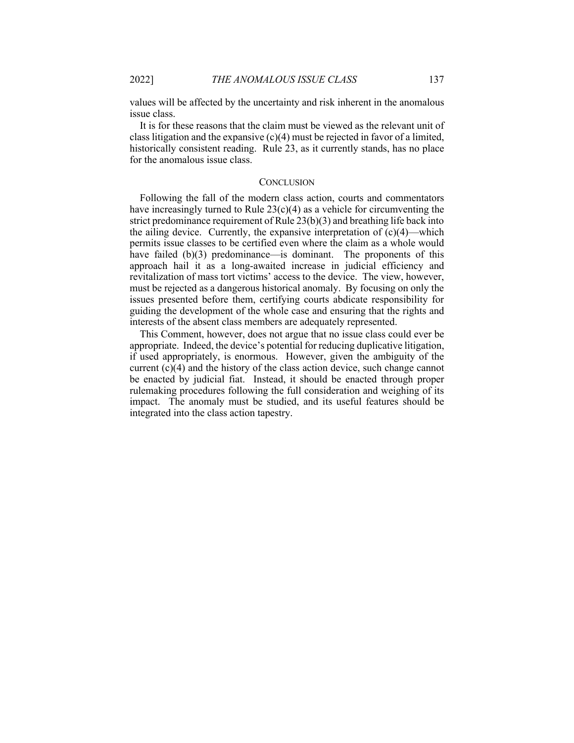values will be affected by the uncertainty and risk inherent in the anomalous issue class.

It is for these reasons that the claim must be viewed as the relevant unit of class litigation and the expansive (c)(4) must be rejected in favor of a limited, historically consistent reading. Rule 23, as it currently stands, has no place for the anomalous issue class.

## CONCLUSION

Following the fall of the modern class action, courts and commentators have increasingly turned to Rule 23(c)(4) as a vehicle for circumventing the strict predominance requirement of Rule 23(b)(3) and breathing life back into the ailing device. Currently, the expansive interpretation of (c)(4)—which permits issue classes to be certified even where the claim as a whole would have failed (b)(3) predominance—is dominant. The proponents of this approach hail it as a long-awaited increase in judicial efficiency and revitalization of mass tort victims' access to the device. The view, however, must be rejected as a dangerous historical anomaly. By focusing on only the issues presented before them, certifying courts abdicate responsibility for guiding the development of the whole case and ensuring that the rights and interests of the absent class members are adequately represented.

This Comment, however, does not argue that no issue class could ever be appropriate. Indeed, the device's potential for reducing duplicative litigation, if used appropriately, is enormous. However, given the ambiguity of the current (c)(4) and the history of the class action device, such change cannot be enacted by judicial fiat. Instead, it should be enacted through proper rulemaking procedures following the full consideration and weighing of its impact. The anomaly must be studied, and its useful features should be integrated into the class action tapestry.